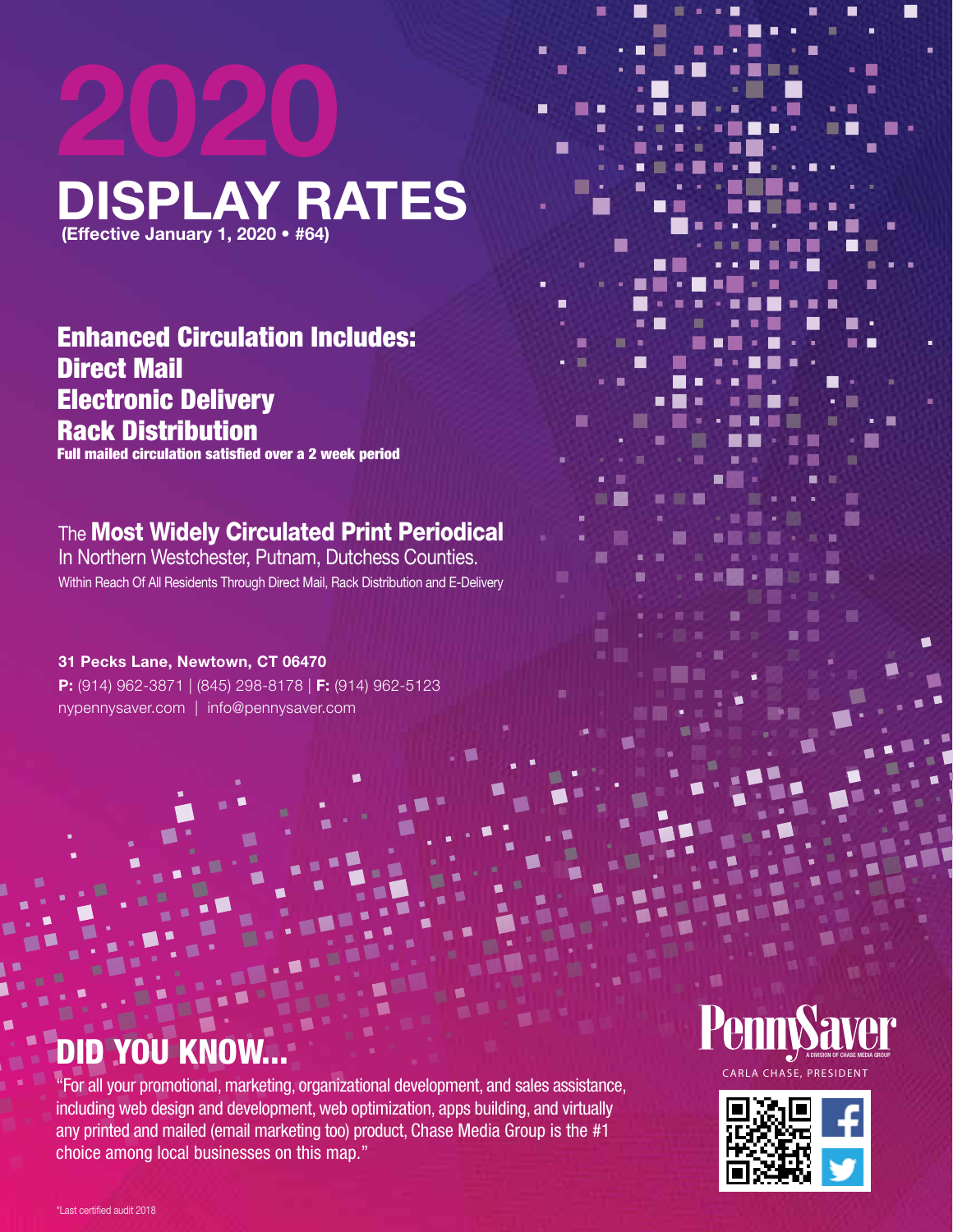# 2020 DISPLAY RATES

**(Effective January 1, 2020 • #64)**

## Enhanced Circulation Includes:
## Direct Mail
## Electronic Delivery
## Rack Distribution

**Full mailed circulation satisfied over a 2 week period**

## The **Most Widely Circulated Print Periodical**

In Northern Westchester, Putnam, Dutchess Counties.

Within Reach Of All Residents Through Direct Mail, Rack Distribution and E-Delivery

**31 Pecks Lane, Newtown, CT 06470**

**P:** (914) 962-3871 | (845) 298-8178 | **F:** (914) 962-5123

nypennysaver.com | info@pennysaver.com

## DID YOU KNOW...

"For all your promotional, marketing, organizational development, and sales assistance, including web design and development, web optimization, apps building, and virtually any printed and mailed (email marketing too) product, Chase Media Group is the #1 choice among local businesses on this map."

PennySaver

A DIVISION OF CHASE MEDIA GROUP

CARLA CHASE, PRESIDENT

*Last certified audit 2018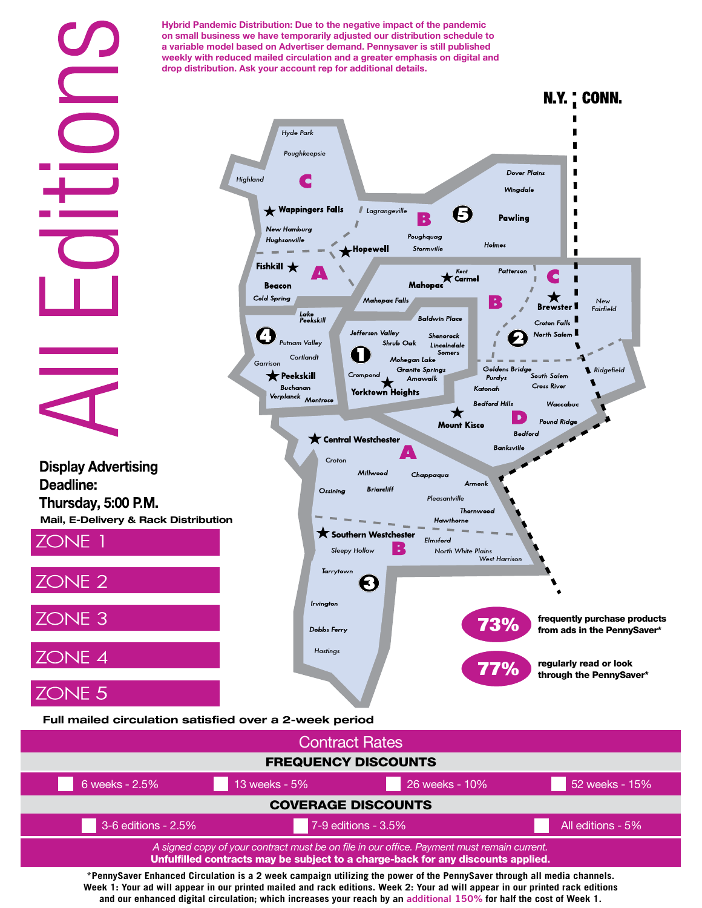# All Editions

**Hybrid Pandemic Distribution:** Due to the negative impact of the pandemic on small business we have temporarily adjusted our distribution schedule to a variable model based on Advertiser demand. Pennysaver is still published weekly with reduced mailed circulation and a greater emphasis on digital and drop distribution. Ask your account rep for additional details.

N.Y. | CONN.

Hyde Park, Poughkeepsie, Highland, C, Wappingers Falls, New Hamburg, Hughsonville, Lagrangeville, B, 5, Pawling, Dover Plains, Wingdale, Poughquag, Stormville, Holmes, Hopewell, Fishkill, A, Beacon, Cold Spring, Kent, Carmel, Mahopac, Patterson, C, Brewster, New Fairfield, Mahopac Falls, B, Croton Falls, North Salem, 2, Lake Peekskill, Baldwin Place, 4, Putnam Valley, Jefferson Valley, Shrub Oak, Shenorock, Lincolndale, Somers, 1, Cortlandt, Garrison, Mohegan Lake, Granite Springs, Amawalk, Crompond, Yorktown Heights, Peekskill, Buchanan, Verplanck, Montrose, Goldens Bridge, Purdys, South Salem, Cross River, Ridgefield, Katonah, Bedford Hills, Waccabuc, Mount Kisco, D, Pound Ridge, Bedford, Banksville, Central Westchester, A, Croton, Millwood, Chappaqua, Armonk, Ossining, Briarcliff, Pleasantville, Thornwood, Hawthorne, Southern Westchester, B, Elmsford, Sleepy Hollow, North White Plains, West Harrison, Tarrytown, 3, Irvington, Dobbs Ferry, Hastings

**Display Advertising Deadline: Thursday, 5:00 P.M.**

**Mail, E-Delivery & Rack Distribution**

- ZONE 1
- ZONE 2
- ZONE 3
- ZONE 4
- ZONE 5

**73%** frequently purchase products from ads in the PennySaver*

**77%** regularly read or look through the PennySaver*

**Full mailed circulation satisfied over a 2-week period**

## Contract Rates

### FREQUENCY DISCOUNTS

☐ 6 weeks - 2.5% ☐ 13 weeks - 5% ☐ 26 weeks - 10% ☐ 52 weeks - 15%

### COVERAGE DISCOUNTS

☐ 3-6 editions - 2.5% ☐ 7-9 editions - 3.5% ☐ All editions - 5%

*A signed copy of your contract must be on file in our office. Payment must remain current.*
**Unfulfilled contracts may be subject to a charge-back for any discounts applied.**

*PennySaver Enhanced Circulation is a 2 week campaign utilizing the power of the PennySaver through all media channels. Week 1: Your ad will appear in our printed mailed and rack editions. Week 2: Your ad will appear in our printed rack editions and our enhanced digital circulation; which increases your reach by an additional 150% for half the cost of Week 1.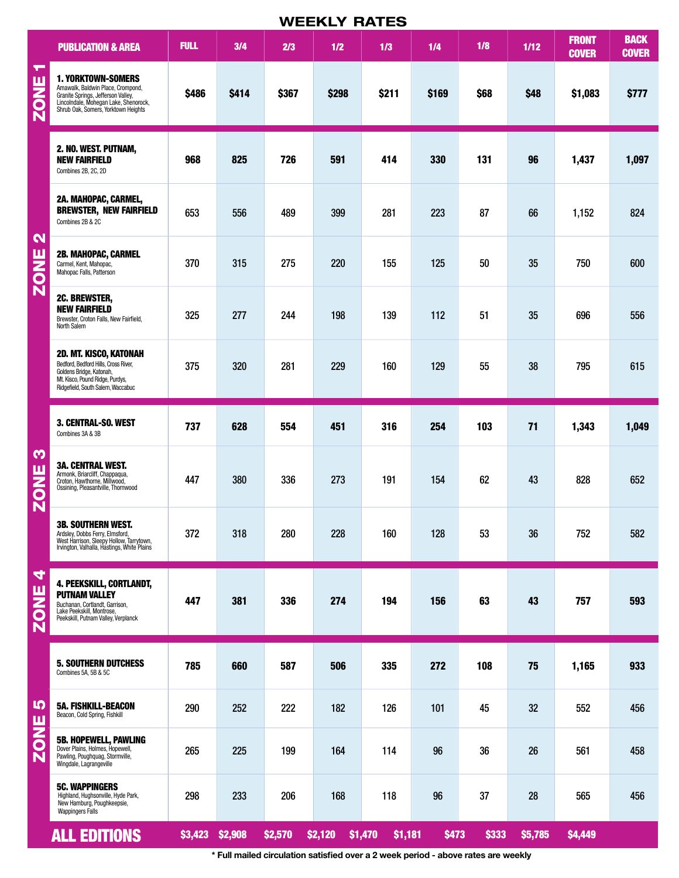# WEEKLY RATES

| | PUBLICATION & AREA | FULL | 3/4 | 2/3 | 1/2 | 1/3 | 1/4 | 1/8 | 1/12 | FRONT COVER | BACK COVER |
|---|---|---|---|---|---|---|---|---|---|---|---|
| ZONE 1 | **1. YORKTOWN-SOMERS** Amawalk, Baldwin Place, Crompond, Granite Springs, Jefferson Valley, Lincolndale, Mohegan Lake, Shenorock, Shrub Oak, Somers, Yorktown Heights | **$486** | **$414** | **$367** | **$298** | **$211** | **$169** | **$68** | **$48** | **$1,083** | **$777** |
| ZONE 2 | **2. NO. WEST. PUTNAM, NEW FAIRFIELD** Combines 2B, 2C, 2D | **968** | **825** | **726** | **591** | **414** | **330** | **131** | **96** | **1,437** | **1,097** |
| | **2A. MAHOPAC, CARMEL, BREWSTER, NEW FAIRFIELD** Combines 2B & 2C | 653 | 556 | 489 | 399 | 281 | 223 | 87 | 66 | 1,152 | 824 |
| | **2B. MAHOPAC, CARMEL** Carmel, Kent, Mahopac, Mahopac Falls, Patterson | 370 | 315 | 275 | 220 | 155 | 125 | 50 | 35 | 750 | 600 |
| | **2C. BREWSTER, NEW FAIRFIELD** Brewster, Croton Falls, New Fairfield, North Salem | 325 | 277 | 244 | 198 | 139 | 112 | 51 | 35 | 696 | 556 |
| | **2D. MT. KISCO, KATONAH** Bedford, Bedford Hills, Cross River, Goldens Bridge, Katonah, Mt. Kisco, Pound Ridge, Purdys, Ridgefield, South Salem, Waccabuc | 375 | 320 | 281 | 229 | 160 | 129 | 55 | 38 | 795 | 615 |
| ZONE 3 | **3. CENTRAL-SO. WEST** Combines 3A & 3B | **737** | **628** | **554** | **451** | **316** | **254** | **103** | **71** | **1,343** | **1,049** |
| | **3A. CENTRAL WEST.** Armonk, Briarcliff, Chappaqua, Croton, Hawthorne, Millwood, Ossining, Pleasantville, Thornwood | 447 | 380 | 336 | 273 | 191 | 154 | 62 | 43 | 828 | 652 |
| | **3B. SOUTHERN WEST.** Ardsley, Dobbs Ferry, Elmsford, West Harrison, Sleepy Hollow, Tarrytown, Irvington, Valhalla, Hastings, White Plains | 372 | 318 | 280 | 228 | 160 | 128 | 53 | 36 | 752 | 582 |
| ZONE 4 | **4. PEEKSKILL, CORTLANDT, PUTNAM VALLEY** Buchanan, Cortlandt, Garrison, Lake Peekskill, Montrose, Peekskill, Putnam Valley, Verplanck | **447** | **381** | **336** | **274** | **194** | **156** | **63** | **43** | **757** | **593** |
| ZONE 5 | **5. SOUTHERN DUTCHESS** Combines 5A, 5B & 5C | **785** | **660** | **587** | **506** | **335** | **272** | **108** | **75** | **1,165** | **933** |
| | **5A. FISHKILL-BEACON** Beacon, Cold Spring, Fishkill | 290 | 252 | 222 | 182 | 126 | 101 | 45 | 32 | 552 | 456 |
| | **5B. HOPEWELL, PAWLING** Dover Plains, Holmes, Hopewell, Pawling, Poughquag, Stormville, Wingdale, Lagrangeville | 265 | 225 | 199 | 164 | 114 | 96 | 36 | 26 | 561 | 458 |
| | **5C. WAPPINGERS** Highland, Hughsonville, Hyde Park, New Hamburg, Poughkeepsie, Wappingers Falls | 298 | 233 | 206 | 168 | 118 | 96 | 37 | 28 | 565 | 456 |
| | **ALL EDITIONS** | **$3,423** | **$2,908** | **$2,570** | **$2,120** | **$1,470** | **$1,181** | **$473** | **$333** | **$5,785** | **$4,449** |

\* Full mailed circulation satisfied over a 2 week period - above rates are weekly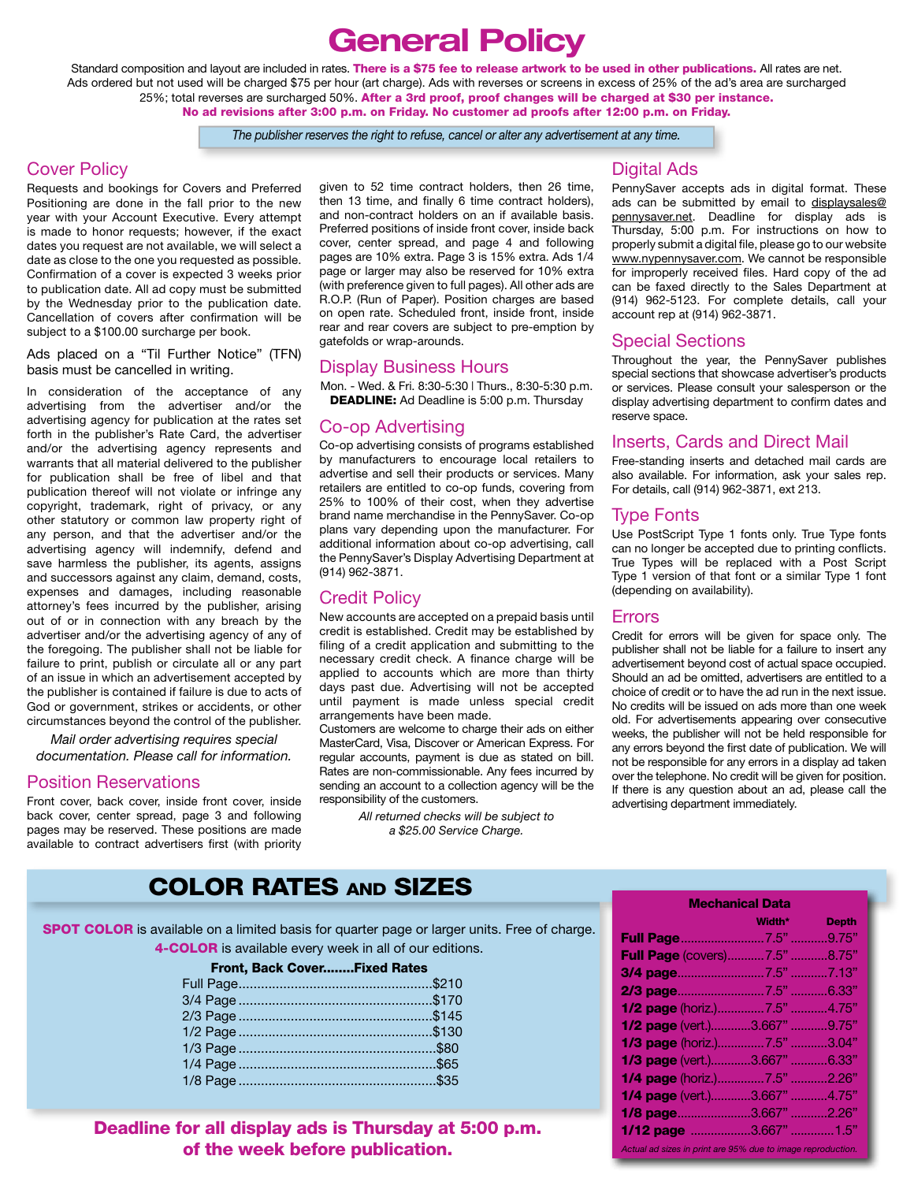# General Policy

Standard composition and layout are included in rates. **There is a $75 fee to release artwork to be used in other publications.** All rates are net. Ads ordered but not used will be charged $75 per hour (art charge). Ads with reverses or screens in excess of 25% of the ad's area are surcharged 25%; total reverses are surcharged 50%. **After a 3rd proof, proof changes will be charged at $30 per instance.**
**No ad revisions after 3:00 p.m. on Friday. No customer ad proofs after 12:00 p.m. on Friday.**

*The publisher reserves the right to refuse, cancel or alter any advertisement at any time.*

## Cover Policy

Requests and bookings for Covers and Preferred Positioning are done in the fall prior to the new year with your Account Executive. Every attempt is made to honor requests; however, if the exact dates you request are not available, we will select a date as close to the one you requested as possible. Confirmation of a cover is expected 3 weeks prior to publication date. All ad copy must be submitted by the Wednesday prior to the publication date. Cancellation of covers after confirmation will be subject to a $100.00 surcharge per book.

Ads placed on a "Til Further Notice" (TFN) basis must be cancelled in writing.

In consideration of the acceptance of any advertising from the advertiser and/or the advertising agency for publication at the rates set forth in the publisher's Rate Card, the advertiser and/or the advertising agency represents and warrants that all material delivered to the publisher for publication shall be free of libel and that publication thereof will not violate or infringe any copyright, trademark, right of privacy, or any other statutory or common law property right of any person, and that the advertiser and/or the advertising agency will indemnify, defend and save harmless the publisher, its agents, assigns and successors against any claim, demand, costs, expenses and damages, including reasonable attorney's fees incurred by the publisher, arising out of or in connection with any breach by the advertiser and/or the advertising agency of any of the foregoing. The publisher shall not be liable for failure to print, publish or circulate all or any part of an issue in which an advertisement accepted by the publisher is contained if failure is due to acts of God or government, strikes or accidents, or other circumstances beyond the control of the publisher.

*Mail order advertising requires special documentation. Please call for information.*

## Position Reservations

Front cover, back cover, inside front cover, inside back cover, center spread, page 3 and following pages may be reserved. These positions are made available to contract advertisers first (with priority given to 52 time contract holders, then 26 time, then 13 time, and finally 6 time contract holders), and non-contract holders on an if available basis. Preferred positions of inside front cover, inside back cover, center spread, and page 4 and following pages are 10% extra. Page 3 is 15% extra. Ads 1/4 page or larger may also be reserved for 10% extra (with preference given to full pages). All other ads are R.O.P. (Run of Paper). Position charges are based on open rate. Scheduled front, inside front, inside rear and rear covers are subject to pre-emption by gatefolds or wrap-arounds.

## Display Business Hours

Mon. - Wed. & Fri. 8:30-5:30 | Thurs., 8:30-5:30 p.m.
**DEADLINE:** Ad Deadline is 5:00 p.m. Thursday

## Co-op Advertising

Co-op advertising consists of programs established by manufacturers to encourage local retailers to advertise and sell their products or services. Many retailers are entitled to co-op funds, covering from 25% to 100% of their cost, when they advertise brand name merchandise in the PennySaver. Co-op plans vary depending upon the manufacturer. For additional information about co-op advertising, call the PennySaver's Display Advertising Department at (914) 962-3871.

## Credit Policy

New accounts are accepted on a prepaid basis until credit is established. Credit may be established by filing of a credit application and submitting to the necessary credit check. A finance charge will be applied to accounts which are more than thirty days past due. Advertising will not be accepted until payment is made unless special credit arrangements have been made.
Customers are welcome to charge their ads on either MasterCard, Visa, Discover or American Express. For regular accounts, payment is due as stated on bill. Rates are non-commissionable. Any fees incurred by sending an account to a collection agency will be the responsibility of the customers.

*All returned checks will be subject to a $25.00 Service Charge.*

## Digital Ads

PennySaver accepts ads in digital format. These ads can be submitted by email to displaysales@pennysaver.net. Deadline for display ads is Thursday, 5:00 p.m. For instructions on how to properly submit a digital file, please go to our website www.nypennysaver.com. We cannot be responsible for improperly received files. Hard copy of the ad can be faxed directly to the Sales Department at (914) 962-5123. For complete details, call your account rep at (914) 962-3871.

## Special Sections

Throughout the year, the PennySaver publishes special sections that showcase advertiser's products or services. Please consult your salesperson or the display advertising department to confirm dates and reserve space.

## Inserts, Cards and Direct Mail

Free-standing inserts and detached mail cards are also available. For information, ask your sales rep. For details, call (914) 962-3871, ext 213.

## Type Fonts

Use PostScript Type 1 fonts only. True Type fonts can no longer be accepted due to printing conflicts. True Types will be replaced with a Post Script Type 1 version of that font or a similar Type 1 font (depending on availability).

## Errors

Credit for errors will be given for space only. The publisher shall not be liable for a failure to insert any advertisement beyond cost of actual space occupied. Should an ad be omitted, advertisers are entitled to a choice of credit or to have the ad run in the next issue. No credits will be issued on ads more than one week old. For advertisements appearing over consecutive weeks, the publisher will not be held responsible for any errors beyond the first date of publication. We will not be responsible for any errors in a display ad taken over the telephone. No credit will be given for position. If there is any question about an ad, please call the advertising department immediately.

# COLOR RATES AND SIZES

**SPOT COLOR** is available on a limited basis for quarter page or larger units. Free of charge.
**4-COLOR** is available every week in all of our editions.

| Front, Back Cover | Fixed Rates |
|---|---|
| Full Page | $210 |
| 3/4 Page | $170 |
| 2/3 Page | $145 |
| 1/2 Page | $130 |
| 1/3 Page | $80 |
| 1/4 Page | $65 |
| 1/8 Page | $35 |

**Deadline for all display ads is Thursday at 5:00 p.m. of the week before publication.**

### Mechanical Data

| | Width* | Depth |
|---|---|---|
| **Full Page** | 7.5" | 9.75" |
| **Full Page** (covers) | 7.5" | 8.75" |
| **3/4 page** | 7.5" | 7.13" |
| **2/3 page** | 7.5" | 6.33" |
| **1/2 page** (horiz.) | 7.5" | 4.75" |
| **1/2 page** (vert.) | 3.667" | 9.75" |
| **1/3 page** (horiz.) | 7.5" | 3.04" |
| **1/3 page** (vert.) | 3.667" | 6.33" |
| **1/4 page** (horiz.) | 7.5" | 2.26" |
| **1/4 page** (vert.) | 3.667" | 4.75" |
| **1/8 page** | 3.667" | 2.26" |
| **1/12 page** | 3.667" | 1.5" |

*Actual ad sizes in print are 95% due to image reproduction.*